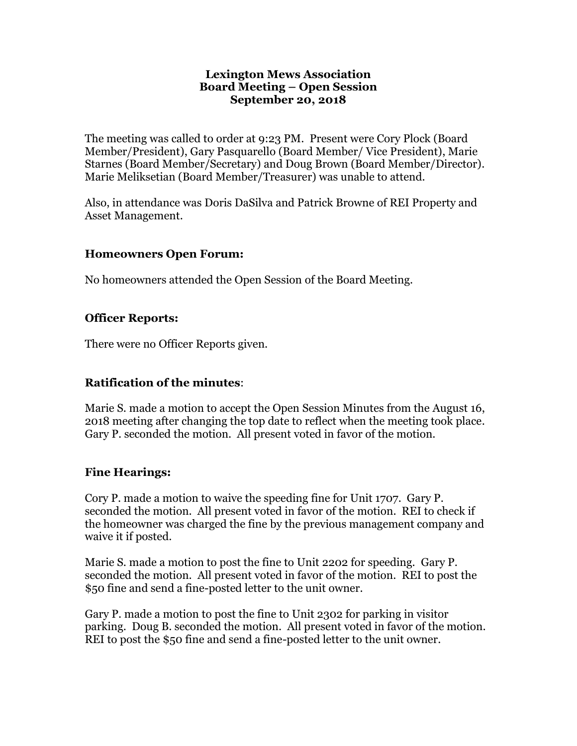# Lexington Mews Association
## Board Meeting – Open Session
## September 20, 2018

The meeting was called to order at 9:23 PM. Present were Cory Plock (Board Member/President), Gary Pasquarello (Board Member/ Vice President), Marie Starnes (Board Member/Secretary) and Doug Brown (Board Member/Director). Marie Meliksetian (Board Member/Treasurer) was unable to attend.

Also, in attendance was Doris DaSilva and Patrick Browne of REI Property and Asset Management.

### Homeowners Open Forum:

No homeowners attended the Open Session of the Board Meeting.

### Officer Reports:

There were no Officer Reports given.

### Ratification of the minutes:

Marie S. made a motion to accept the Open Session Minutes from the August 16, 2018 meeting after changing the top date to reflect when the meeting took place. Gary P. seconded the motion. All present voted in favor of the motion.

### Fine Hearings:

Cory P. made a motion to waive the speeding fine for Unit 1707. Gary P. seconded the motion. All present voted in favor of the motion. REI to check if the homeowner was charged the fine by the previous management company and waive it if posted.

Marie S. made a motion to post the fine to Unit 2202 for speeding. Gary P. seconded the motion. All present voted in favor of the motion. REI to post the $50 fine and send a fine-posted letter to the unit owner.

Gary P. made a motion to post the fine to Unit 2302 for parking in visitor parking. Doug B. seconded the motion. All present voted in favor of the motion. REI to post the $50 fine and send a fine-posted letter to the unit owner.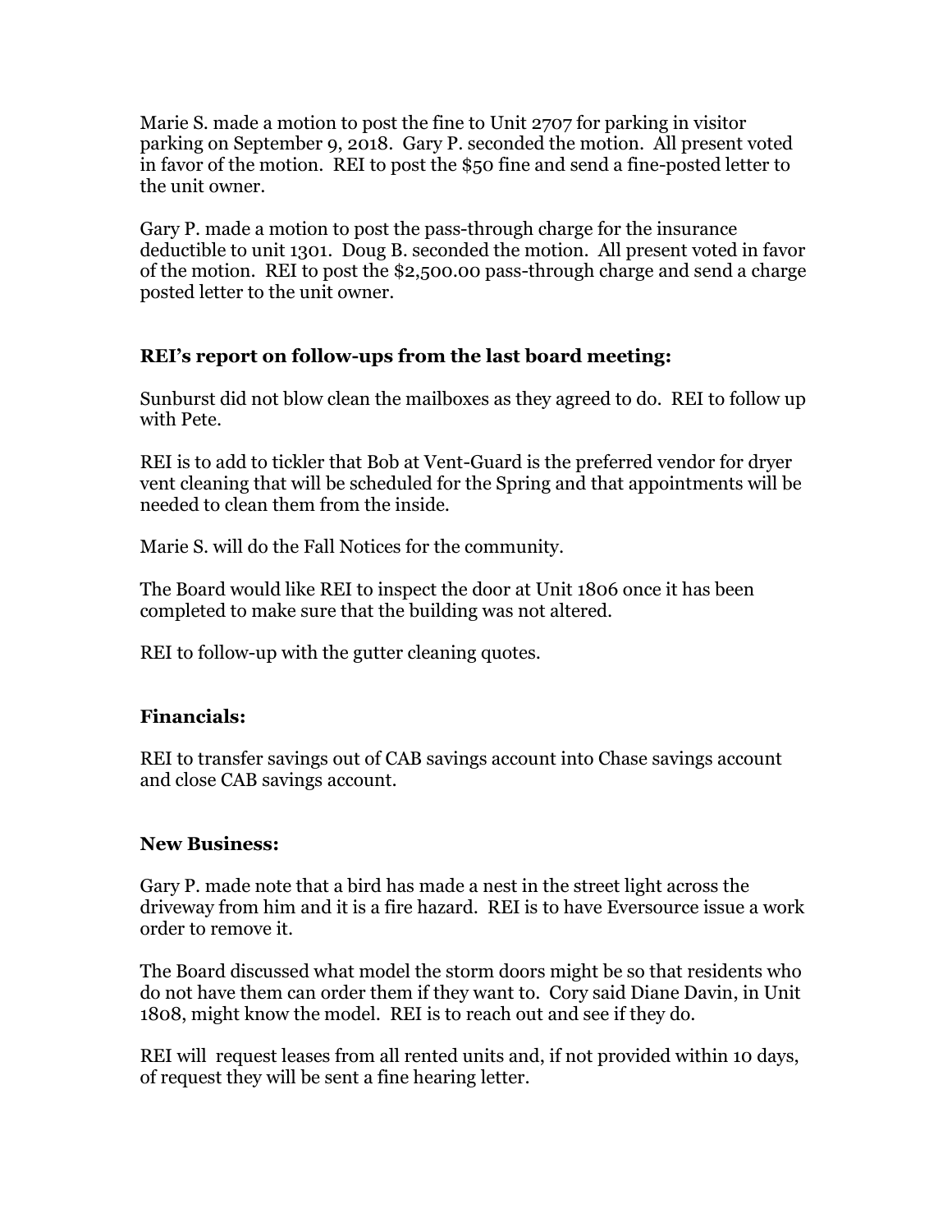Marie S. made a motion to post the fine to Unit 2707 for parking in visitor parking on September 9, 2018. Gary P. seconded the motion. All present voted in favor of the motion. REI to post the $50 fine and send a fine-posted letter to the unit owner.

Gary P. made a motion to post the pass-through charge for the insurance deductible to unit 1301. Doug B. seconded the motion. All present voted in favor of the motion. REI to post the $2,500.00 pass-through charge and send a charge posted letter to the unit owner.

### REI's report on follow-ups from the last board meeting:

Sunburst did not blow clean the mailboxes as they agreed to do. REI to follow up with Pete.

REI is to add to tickler that Bob at Vent-Guard is the preferred vendor for dryer vent cleaning that will be scheduled for the Spring and that appointments will be needed to clean them from the inside.

Marie S. will do the Fall Notices for the community.

The Board would like REI to inspect the door at Unit 1806 once it has been completed to make sure that the building was not altered.

REI to follow-up with the gutter cleaning quotes.

### Financials:

REI to transfer savings out of CAB savings account into Chase savings account and close CAB savings account.

### New Business:

Gary P. made note that a bird has made a nest in the street light across the driveway from him and it is a fire hazard. REI is to have Eversource issue a work order to remove it.

The Board discussed what model the storm doors might be so that residents who do not have them can order them if they want to. Cory said Diane Davin, in Unit 1808, might know the model. REI is to reach out and see if they do.

REI will request leases from all rented units and, if not provided within 10 days, of request they will be sent a fine hearing letter.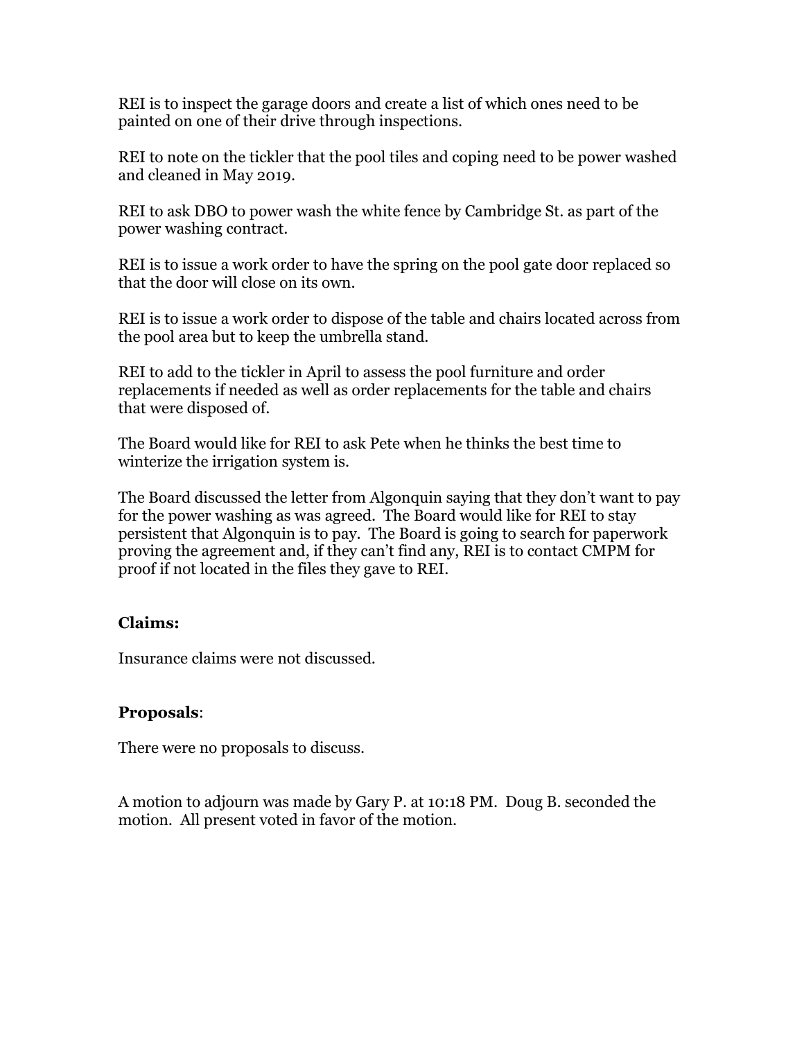REI is to inspect the garage doors and create a list of which ones need to be painted on one of their drive through inspections.

REI to note on the tickler that the pool tiles and coping need to be power washed and cleaned in May 2019.

REI to ask DBO to power wash the white fence by Cambridge St. as part of the power washing contract.

REI is to issue a work order to have the spring on the pool gate door replaced so that the door will close on its own.

REI is to issue a work order to dispose of the table and chairs located across from the pool area but to keep the umbrella stand.

REI to add to the tickler in April to assess the pool furniture and order replacements if needed as well as order replacements for the table and chairs that were disposed of.

The Board would like for REI to ask Pete when he thinks the best time to winterize the irrigation system is.

The Board discussed the letter from Algonquin saying that they don't want to pay for the power washing as was agreed. The Board would like for REI to stay persistent that Algonquin is to pay. The Board is going to search for paperwork proving the agreement and, if they can't find any, REI is to contact CMPM for proof if not located in the files they gave to REI.

**Claims:**

Insurance claims were not discussed.

**Proposals**:

There were no proposals to discuss.

A motion to adjourn was made by Gary P. at 10:18 PM. Doug B. seconded the motion. All present voted in favor of the motion.